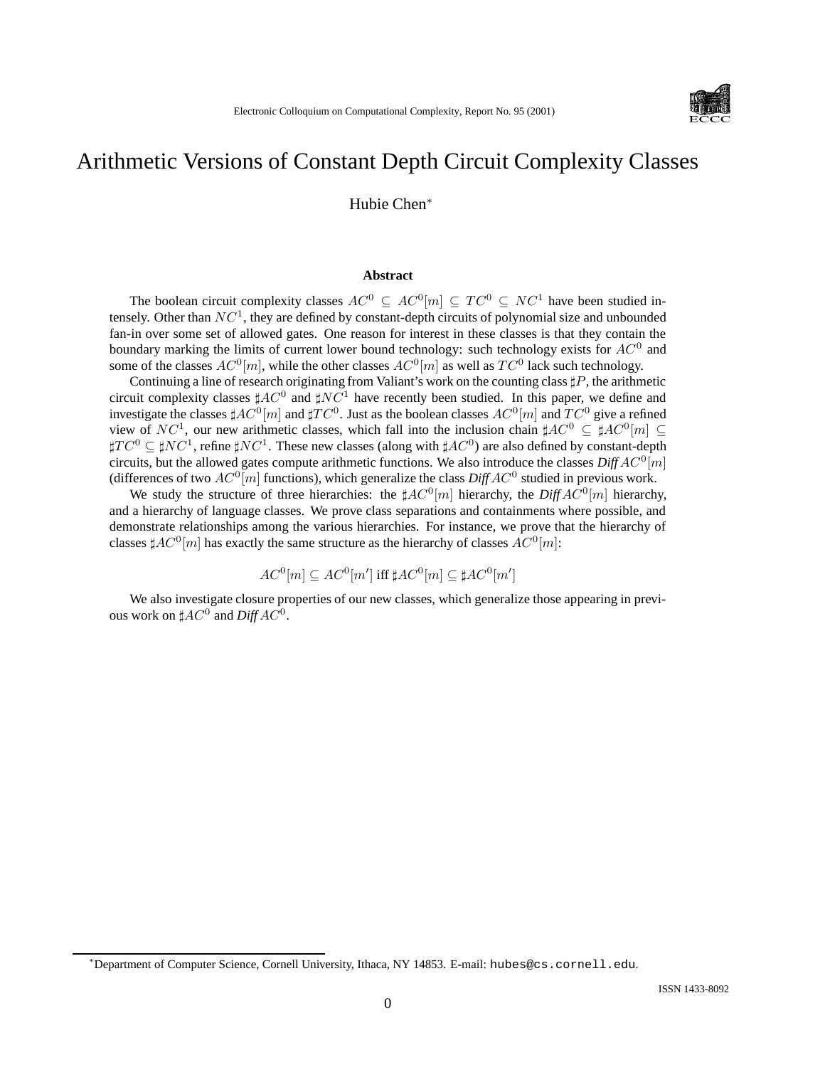# Arithmetic Versions of Constant Depth Circuit Complexity Classes

Hubie Chen[*]

### Abstract

The boolean circuit complexity classes $AC^0 \subseteq AC^0[m] \subseteq TC^0 \subseteq NC^1$ have been studied intensely. Other than $NC^1$, they are defined by constant-depth circuits of polynomial size and unbounded fan-in over some set of allowed gates. One reason for interest in these classes is that they contain the boundary marking the limits of current lower bound technology: such technology exists for $AC^0$ and some of the classes $AC^0[m]$, while the other classes $AC^0[m]$ as well as $TC^0$ lack such technology.

Continuing a line of research originating from Valiant's work on the counting class $\sharp P$, the arithmetic circuit complexity classes $\sharp AC^0$ and $\sharp NC^1$ have recently been studied. In this paper, we define and investigate the classes $\sharp AC^0[m]$ and $\sharp TC^0$. Just as the boolean classes $AC^0[m]$ and $TC^0$ give a refined view of $NC^1$, our new arithmetic classes, which fall into the inclusion chain $\sharp AC^0 \subseteq \sharp AC^0[m] \subseteq \sharp TC^0 \subseteq \sharp NC^1$, refine $\sharp NC^1$. These new classes (along with $\sharp AC^0$) are also defined by constant-depth circuits, but the allowed gates compute arithmetic functions. We also introduce the classes *Diff* $AC^0[m]$ (differences of two $AC^0[m]$ functions), which generalize the class *Diff* $AC^0$ studied in previous work.

We study the structure of three hierarchies: the $\sharp AC^0[m]$ hierarchy, the *Diff* $AC^0[m]$ hierarchy, and a hierarchy of language classes. We prove class separations and containments where possible, and demonstrate relationships among the various hierarchies. For instance, we prove that the hierarchy of classes $\sharp AC^0[m]$ has exactly the same structure as the hierarchy of classes $AC^0[m]$:

$$AC^0[m] \subseteq AC^0[m'] \text{ iff } \sharp AC^0[m] \subseteq \sharp AC^0[m']$$

We also investigate closure properties of our new classes, which generalize those appearing in previous work on $\sharp AC^0$ and *Diff* $AC^0$.

---

[*]Department of Computer Science, Cornell University, Ithaca, NY 14853. E-mail: hubes@cs.cornell.edu.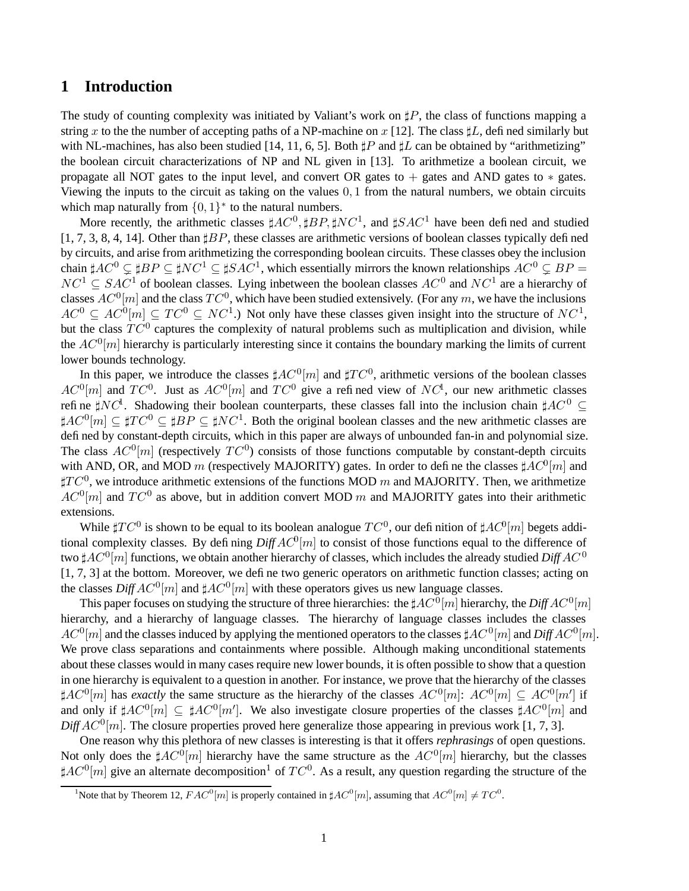# 1 Introduction

The study of counting complexity was initiated by Valiant's work on $\sharp P$, the class of functions mapping a string $x$ to the the number of accepting paths of a NP-machine on $x$ [12]. The class $\sharp L$, defined similarly but with NL-machines, has also been studied [14, 11, 6, 5]. Both $\sharp P$ and $\sharp L$ can be obtained by "arithmetizing" the boolean circuit characterizations of NP and NL given in [13]. To arithmetize a boolean circuit, we propagate all NOT gates to the input level, and convert OR gates to $+$ gates and AND gates to $*$ gates. Viewing the inputs to the circuit as taking on the values $0, 1$ from the natural numbers, we obtain circuits which map naturally from $\{0,1\}^*$ to the natural numbers.

More recently, the arithmetic classes $\sharp AC^0, \sharp BP, \sharp NC^1$, and $\sharp SAC^1$ have been defined and studied [1, 7, 3, 8, 4, 14]. Other than $\sharp BP$, these classes are arithmetic versions of boolean classes typically defined by circuits, and arise from arithmetizing the corresponding boolean circuits. These classes obey the inclusion chain $\sharp AC^0 \subsetneq \sharp BP \subseteq \sharp NC^1 \subseteq \sharp SAC^1$, which essentially mirrors the known relationships $AC^0 \subsetneq BP = NC^1 \subseteq SAC^1$ of boolean classes. Lying inbetween the boolean classes $AC^0$ and $NC^1$ are a hierarchy of classes $AC^0[m]$ and the class $TC^0$, which have been studied extensively. (For any $m$, we have the inclusions $AC^0 \subseteq AC^0[m] \subseteq TC^0 \subseteq NC^1$.) Not only have these classes given insight into the structure of $NC^1$, but the class $TC^0$ captures the complexity of natural problems such as multiplication and division, while the $AC^0[m]$ hierarchy is particularly interesting since it contains the boundary marking the limits of current lower bounds technology.

In this paper, we introduce the classes $\sharp AC^0[m]$ and $\sharp TC^0$, arithmetic versions of the boolean classes $AC^0[m]$ and $TC^0$. Just as $AC^0[m]$ and $TC^0$ give a refined view of $NC^1$, our new arithmetic classes refine $\sharp NC^1$. Shadowing their boolean counterparts, these classes fall into the inclusion chain $\sharp AC^0 \subseteq \sharp AC^0[m] \subseteq \sharp TC^0 \subseteq \sharp BP \subseteq \sharp NC^1$. Both the original boolean classes and the new arithmetic classes are defined by constant-depth circuits, which in this paper are always of unbounded fan-in and polynomial size. The class $AC^0[m]$ (respectively $TC^0$) consists of those functions computable by constant-depth circuits with AND, OR, and MOD $m$ (respectively MAJORITY) gates. In order to define the classes $\sharp AC^0[m]$ and $\sharp TC^0$, we introduce arithmetic extensions of the functions MOD $m$ and MAJORITY. Then, we arithmetize $AC^0[m]$ and $TC^0$ as above, but in addition convert MOD $m$ and MAJORITY gates into their arithmetic extensions.

While $\sharp TC^0$ is shown to be equal to its boolean analogue $TC^0$, our definition of $\sharp AC^0[m]$ begets additional complexity classes. By defining *Diff* $AC^0[m]$ to consist of those functions equal to the difference of two $\sharp AC^0[m]$ functions, we obtain another hierarchy of classes, which includes the already studied *Diff* $AC^0$ [1, 7, 3] at the bottom. Moreover, we define two generic operators on arithmetic function classes; acting on the classes *Diff* $AC^0[m]$ and $\sharp AC^0[m]$ with these operators gives us new language classes.

This paper focuses on studying the structure of three hierarchies: the $\sharp AC^0[m]$ hierarchy, the *Diff* $AC^0[m]$ hierarchy, and a hierarchy of language classes. The hierarchy of language classes includes the classes $AC^0[m]$ and the classes induced by applying the mentioned operators to the classes $\sharp AC^0[m]$ and *Diff* $AC^0[m]$. We prove class separations and containments where possible. Although making unconditional statements about these classes would in many cases require new lower bounds, it is often possible to show that a question in one hierarchy is equivalent to a question in another. For instance, we prove that the hierarchy of the classes $\sharp AC^0[m]$ has *exactly* the same structure as the hierarchy of the classes $AC^0[m]$: $AC^0[m] \subseteq AC^0[m']$ if and only if $\sharp AC^0[m] \subseteq \sharp AC^0[m']$. We also investigate closure properties of the classes $\sharp AC^0[m]$ and *Diff* $AC^0[m]$. The closure properties proved here generalize those appearing in previous work [1, 7, 3].

One reason why this plethora of new classes is interesting is that it offers *rephrasings* of open questions. Not only does the $\sharp AC^0[m]$ hierarchy have the same structure as the $AC^0[m]$ hierarchy, but the classes $\sharp AC^0[m]$ give an alternate decomposition[1] of $TC^0$. As a result, any question regarding the structure of the

[1] Note that by Theorem 12, $FAC^0[m]$ is properly contained in $\sharp AC^0[m]$, assuming that $AC^0[m] \neq TC^0$.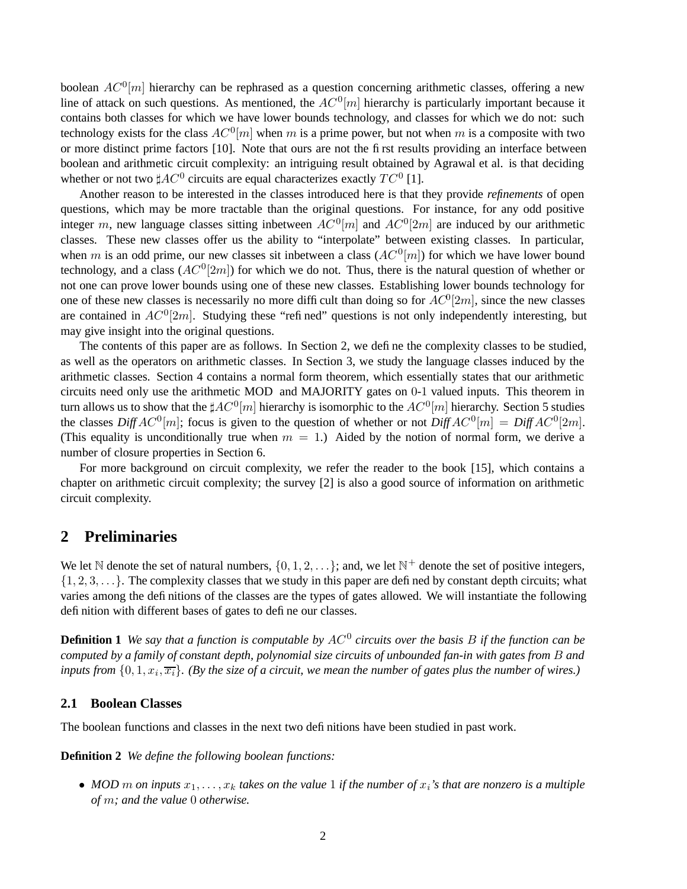boolean $AC^0[m]$ hierarchy can be rephrased as a question concerning arithmetic classes, offering a new line of attack on such questions. As mentioned, the $AC^0[m]$ hierarchy is particularly important because it contains both classes for which we have lower bounds technology, and classes for which we do not: such technology exists for the class $AC^0[m]$ when $m$ is a prime power, but not when $m$ is a composite with two or more distinct prime factors [10]. Note that ours are not the first results providing an interface between boolean and arithmetic circuit complexity: an intriguing result obtained by Agrawal et al. is that deciding whether or not two $\sharp AC^0$ circuits are equal characterizes exactly $TC^0$ [1].

Another reason to be interested in the classes introduced here is that they provide *refinements* of open questions, which may be more tractable than the original questions. For instance, for any odd positive integer $m$, new language classes sitting inbetween $AC^0[m]$ and $AC^0[2m]$ are induced by our arithmetic classes. These new classes offer us the ability to "interpolate" between existing classes. In particular, when $m$ is an odd prime, our new classes sit inbetween a class ($AC^0[m]$) for which we have lower bound technology, and a class ($AC^0[2m]$) for which we do not. Thus, there is the natural question of whether or not one can prove lower bounds using one of these new classes. Establishing lower bounds technology for one of these new classes is necessarily no more difficult than doing so for $AC^0[2m]$, since the new classes are contained in $AC^0[2m]$. Studying these "refined" questions is not only independently interesting, but may give insight into the original questions.

The contents of this paper are as follows. In Section 2, we define the complexity classes to be studied, as well as the operators on arithmetic classes. In Section 3, we study the language classes induced by the arithmetic classes. Section 4 contains a normal form theorem, which essentially states that our arithmetic circuits need only use the arithmetic MOD and MAJORITY gates on 0-1 valued inputs. This theorem in turn allows us to show that the $\sharp AC^0[m]$ hierarchy is isomorphic to the $AC^0[m]$ hierarchy. Section 5 studies the classes *Diff* $AC^0[m]$; focus is given to the question of whether or not *Diff* $AC^0[m]$ = *Diff* $AC^0[2m]$. (This equality is unconditionally true when $m = 1$.) Aided by the notion of normal form, we derive a number of closure properties in Section 6.

For more background on circuit complexity, we refer the reader to the book [15], which contains a chapter on arithmetic circuit complexity; the survey [2] is also a good source of information on arithmetic circuit complexity.

## 2 Preliminaries

We let $\mathbb{N}$ denote the set of natural numbers, $\{0, 1, 2, \ldots\}$; and, we let $\mathbb{N}^+$ denote the set of positive integers, $\{1, 2, 3, \ldots\}$. The complexity classes that we study in this paper are defined by constant depth circuits; what varies among the definitions of the classes are the types of gates allowed. We will instantiate the following definition with different bases of gates to define our classes.

**Definition 1** *We say that a function is computable by $AC^0$ circuits over the basis $B$ if the function can be computed by a family of constant depth, polynomial size circuits of unbounded fan-in with gates from $B$ and inputs from $\{0, 1, x_i, \overline{x_i}\}$. (By the size of a circuit, we mean the number of gates plus the number of wires.)*

### 2.1 Boolean Classes

The boolean functions and classes in the next two definitions have been studied in past work.

**Definition 2** *We define the following boolean functions:*

- *MOD $m$ on inputs $x_1, \ldots, x_k$ takes on the value 1 if the number of $x_i$'s that are nonzero is a multiple of $m$; and the value 0 otherwise.*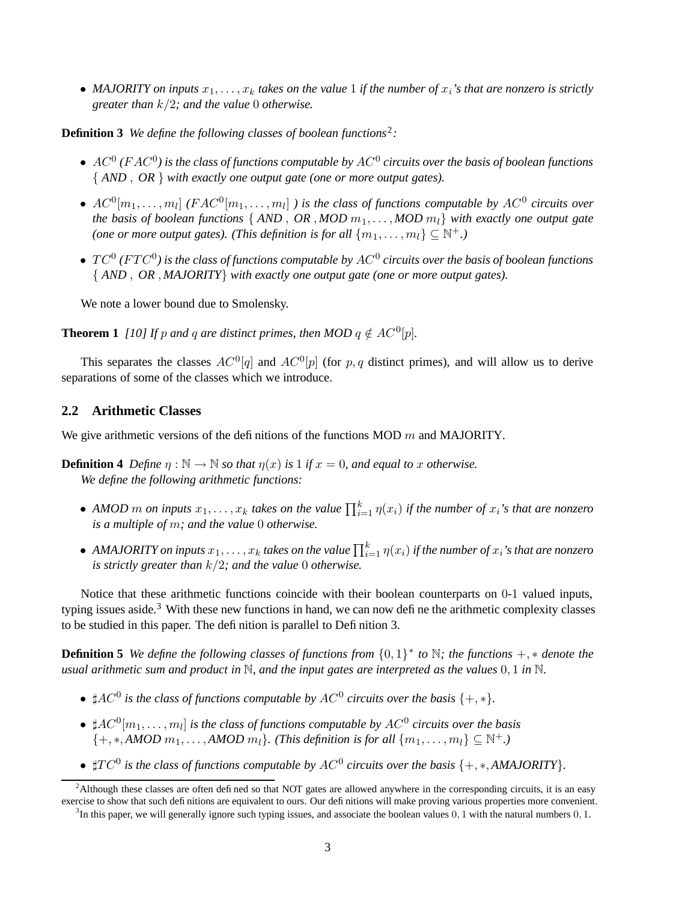- *MAJORITY on inputs $x_1, \ldots, x_k$ takes on the value $1$ if the number of $x_i$'s that are nonzero is strictly greater than $k/2$; and the value $0$ otherwise.*

**Definition 3** *We define the following classes of boolean functions*[2]*:*

- *$AC^0$ ($FAC^0$) is the class of functions computable by $AC^0$ circuits over the basis of boolean functions $\{$ AND , OR $\}$ with exactly one output gate (one or more output gates).*
- *$AC^0[m_1, \ldots, m_l]$ ($FAC^0[m_1, \ldots, m_l]$ ) is the class of functions computable by $AC^0$ circuits over the basis of boolean functions $\{$ AND , OR , MOD $m_1, \ldots,$ MOD $m_l\}$ with exactly one output gate (one or more output gates). (This definition is for all $\{m_1, \ldots, m_l\} \subseteq \mathbb{N}^+$.)*
- *$TC^0$ ($FTC^0$) is the class of functions computable by $AC^0$ circuits over the basis of boolean functions $\{$ AND , OR , MAJORITY$\}$ with exactly one output gate (one or more output gates).*

We note a lower bound due to Smolensky.

**Theorem 1** *[10] If $p$ and $q$ are distinct primes, then MOD $q \notin AC^0[p]$.*

This separates the classes $AC^0[q]$ and $AC^0[p]$ (for $p, q$ distinct primes), and will allow us to derive separations of some of the classes which we introduce.

## 2.2 Arithmetic Classes

We give arithmetic versions of the definitions of the functions MOD $m$ and MAJORITY.

**Definition 4** *Define $\eta : \mathbb{N} \to \mathbb{N}$ so that $\eta(x)$ is $1$ if $x = 0$, and equal to $x$ otherwise.*
*We define the following arithmetic functions:*

- *AMOD $m$ on inputs $x_1, \ldots, x_k$ takes on the value $\prod_{i=1}^{k} \eta(x_i)$ if the number of $x_i$'s that are nonzero is a multiple of $m$; and the value $0$ otherwise.*
- *AMAJORITY on inputs $x_1, \ldots, x_k$ takes on the value $\prod_{i=1}^{k} \eta(x_i)$ if the number of $x_i$'s that are nonzero is strictly greater than $k/2$; and the value $0$ otherwise.*

Notice that these arithmetic functions coincide with their boolean counterparts on $0$-$1$ valued inputs, typing issues aside.[3] With these new functions in hand, we can now define the arithmetic complexity classes to be studied in this paper. The definition is parallel to Definition 3.

**Definition 5** *We define the following classes of functions from $\{0, 1\}^*$ to $\mathbb{N}$; the functions $+, *$ denote the usual arithmetic sum and product in $\mathbb{N}$, and the input gates are interpreted as the values $0, 1$ in $\mathbb{N}$.*

- *$\sharp AC^0$ is the class of functions computable by $AC^0$ circuits over the basis $\{+, *\}$.*
- *$\sharp AC^0[m_1, \ldots, m_l]$ is the class of functions computable by $AC^0$ circuits over the basis $\{+, *,$ AMOD $m_1, \ldots,$ AMOD $m_l\}$. (This definition is for all $\{m_1, \ldots, m_l\} \subseteq \mathbb{N}^+$.)*
- *$\sharp TC^0$ is the class of functions computable by $AC^0$ circuits over the basis $\{+, *,$ AMAJORITY$\}$.*

---

[2] Although these classes are often defined so that NOT gates are allowed anywhere in the corresponding circuits, it is an easy exercise to show that such definitions are equivalent to ours. Our definitions will make proving various properties more convenient.

[3] In this paper, we will generally ignore such typing issues, and associate the boolean values $0, 1$ with the natural numbers $0, 1$.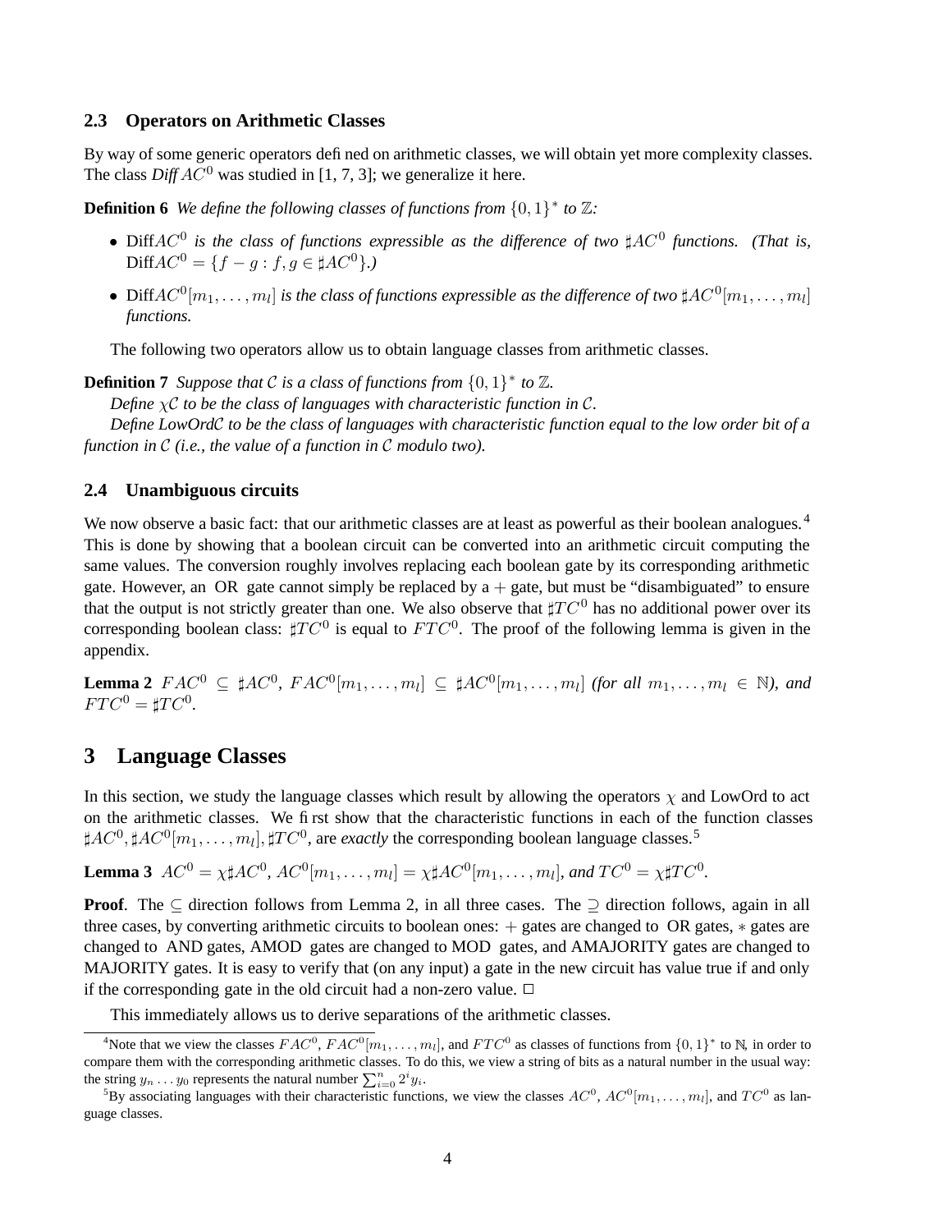### 2.3 Operators on Arithmetic Classes

By way of some generic operators defined on arithmetic classes, we will obtain yet more complexity classes. The class *Diff* $AC^0$ was studied in [1, 7, 3]; we generalize it here.

**Definition 6** *We define the following classes of functions from $\{0,1\}^*$ to $\mathbb{Z}$:*

- Diff$AC^0$ *is the class of functions expressible as the difference of two $\sharp AC^0$ functions. (That is,* Diff$AC^0 = \{f - g : f, g \in \sharp AC^0\}$.*)*
- Diff$AC^0[m_1, \ldots, m_l]$ *is the class of functions expressible as the difference of two $\sharp AC^0[m_1, \ldots, m_l]$ functions.*

The following two operators allow us to obtain language classes from arithmetic classes.

**Definition 7** *Suppose that $\mathcal{C}$ is a class of functions from $\{0,1\}^*$ to $\mathbb{Z}$.*

*Define $\chi\mathcal{C}$ to be the class of languages with characteristic function in $\mathcal{C}$.*

*Define LowOrd$\mathcal{C}$ to be the class of languages with characteristic function equal to the low order bit of a function in $\mathcal{C}$ (i.e., the value of a function in $\mathcal{C}$ modulo two).*

### 2.4 Unambiguous circuits

We now observe a basic fact: that our arithmetic classes are at least as powerful as their boolean analogues.[4] This is done by showing that a boolean circuit can be converted into an arithmetic circuit computing the same values. The conversion roughly involves replacing each boolean gate by its corresponding arithmetic gate. However, an OR gate cannot simply be replaced by a $+$ gate, but must be "disambiguated" to ensure that the output is not strictly greater than one. We also observe that $\sharp TC^0$ has no additional power over its corresponding boolean class: $\sharp TC^0$ is equal to $FTC^0$. The proof of the following lemma is given in the appendix.

**Lemma 2** $FAC^0 \subseteq \sharp AC^0$*,* $FAC^0[m_1, \ldots, m_l] \subseteq \sharp AC^0[m_1, \ldots, m_l]$ *(for all $m_1, \ldots, m_l \in \mathbb{N}$), and* $FTC^0 = \sharp TC^0$.

## 3 Language Classes

In this section, we study the language classes which result by allowing the operators $\chi$ and LowOrd to act on the arithmetic classes. We first show that the characteristic functions in each of the function classes $\sharp AC^0, \sharp AC^0[m_1, \ldots, m_l], \sharp TC^0$, are *exactly* the corresponding boolean language classes.[5]

**Lemma 3** $AC^0 = \chi\sharp AC^0$*,* $AC^0[m_1, \ldots, m_l] = \chi\sharp AC^0[m_1, \ldots, m_l]$*, and* $TC^0 = \chi\sharp TC^0$.

**Proof**. The $\subseteq$ direction follows from Lemma 2, in all three cases. The $\supseteq$ direction follows, again in all three cases, by converting arithmetic circuits to boolean ones: $+$ gates are changed to OR gates, $*$ gates are changed to AND gates, AMOD gates are changed to MOD gates, and AMAJORITY gates are changed to MAJORITY gates. It is easy to verify that (on any input) a gate in the new circuit has value true if and only if the corresponding gate in the old circuit had a non-zero value. □

This immediately allows us to derive separations of the arithmetic classes.

---

[4] Note that we view the classes $FAC^0$, $FAC^0[m_1, \ldots, m_l]$, and $FTC^0$ as classes of functions from $\{0,1\}^*$ to $\mathbb{N}$, in order to compare them with the corresponding arithmetic classes. To do this, we view a string of bits as a natural number in the usual way: the string $y_n \ldots y_0$ represents the natural number $\sum_{i=0}^{n} 2^i y_i$.

[5] By associating languages with their characteristic functions, we view the classes $AC^0$, $AC^0[m_1, \ldots, m_l]$, and $TC^0$ as language classes.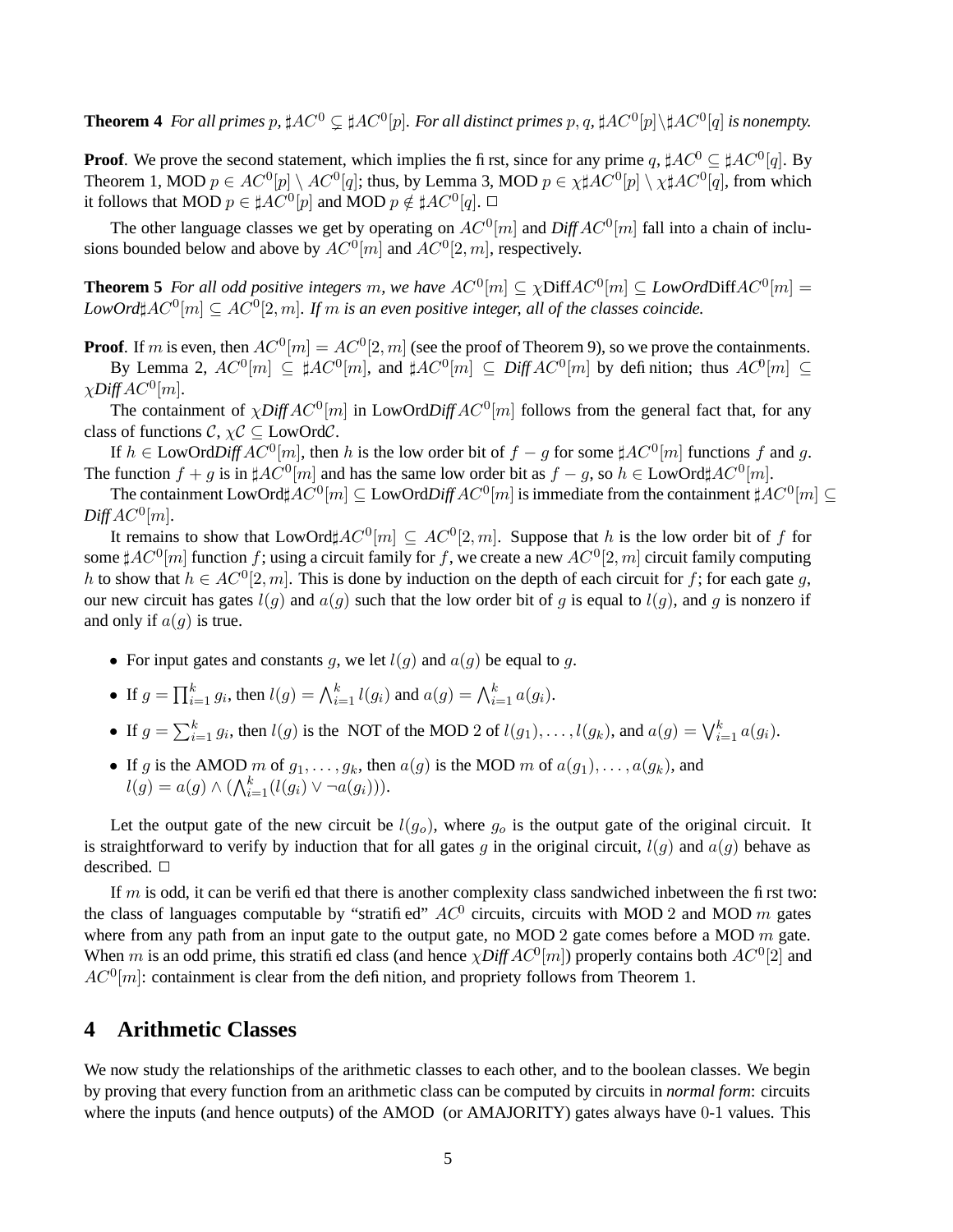**Theorem 4** *For all primes $p$, $\sharp AC^0 \subsetneq \sharp AC^0[p]$. For all distinct primes $p, q$, $\sharp AC^0[p] \setminus \sharp AC^0[q]$ is nonempty.*

**Proof**. We prove the second statement, which implies the first, since for any prime $q$, $\sharp AC^0 \subseteq \sharp AC^0[q]$. By Theorem 1, MOD $p \in AC^0[p] \setminus AC^0[q]$; thus, by Lemma 3, MOD $p \in \chi\sharp AC^0[p] \setminus \chi\sharp AC^0[q]$, from which it follows that MOD $p \in \sharp AC^0[p]$ and MOD $p \notin \sharp AC^0[q]$. $\Box$

The other language classes we get by operating on $AC^0[m]$ and *Diff* $AC^0[m]$ fall into a chain of inclusions bounded below and above by $AC^0[m]$ and $AC^0[2, m]$, respectively.

**Theorem 5** *For all odd positive integers $m$, we have $AC^0[m] \subseteq \chi\text{Diff}AC^0[m] \subseteq$ LowOrdDiff$AC^0[m] =$ LowOrd$\sharp AC^0[m] \subseteq AC^0[2, m]$. If $m$ is an even positive integer, all of the classes coincide.*

**Proof**. If $m$ is even, then $AC^0[m] = AC^0[2, m]$ (see the proof of Theorem 9), so we prove the containments.

By Lemma 2, $AC^0[m] \subseteq \sharp AC^0[m]$, and $\sharp AC^0[m] \subseteq$ *Diff* $AC^0[m]$ by definition; thus $AC^0[m] \subseteq \chi$*Diff* $AC^0[m]$.

The containment of $\chi$*Diff* $AC^0[m]$ in LowOrd*Diff* $AC^0[m]$ follows from the general fact that, for any class of functions $\mathcal{C}$, $\chi\mathcal{C} \subseteq$ LowOrd$\mathcal{C}$.

If $h \in$ LowOrd*Diff* $AC^0[m]$, then $h$ is the low order bit of $f - g$ for some $\sharp AC^0[m]$ functions $f$ and $g$. The function $f + g$ is in $\sharp AC^0[m]$ and has the same low order bit as $f - g$, so $h \in$ LowOrd$\sharp AC^0[m]$.

The containment LowOrd$\sharp AC^0[m] \subseteq$ LowOrd*Diff* $AC^0[m]$ is immediate from the containment $\sharp AC^0[m] \subseteq$ *Diff* $AC^0[m]$.

It remains to show that LowOrd$\sharp AC^0[m] \subseteq AC^0[2, m]$. Suppose that $h$ is the low order bit of $f$ for some $\sharp AC^0[m]$ function $f$; using a circuit family for $f$, we create a new $AC^0[2, m]$ circuit family computing $h$ to show that $h \in AC^0[2, m]$. This is done by induction on the depth of each circuit for $f$; for each gate $g$, our new circuit has gates $l(g)$ and $a(g)$ such that the low order bit of $g$ is equal to $l(g)$, and $g$ is nonzero if and only if $a(g)$ is true.

- For input gates and constants $g$, we let $l(g)$ and $a(g)$ be equal to $g$.
- If $g = \prod_{i=1}^{k} g_i$, then $l(g) = \bigwedge_{i=1}^{k} l(g_i)$ and $a(g) = \bigwedge_{i=1}^{k} a(g_i)$.
- If $g = \sum_{i=1}^{k} g_i$, then $l(g)$ is the NOT of the MOD 2 of $l(g_1), \ldots, l(g_k)$, and $a(g) = \bigvee_{i=1}^{k} a(g_i)$.
- If $g$ is the AMOD $m$ of $g_1, \ldots, g_k$, then $a(g)$ is the MOD $m$ of $a(g_1), \ldots, a(g_k)$, and $l(g) = a(g) \wedge (\bigwedge_{i=1}^{k} (l(g_i) \vee \neg a(g_i)))$.

Let the output gate of the new circuit be $l(g_o)$, where $g_o$ is the output gate of the original circuit. It is straightforward to verify by induction that for all gates $g$ in the original circuit, $l(g)$ and $a(g)$ behave as described. $\Box$

If $m$ is odd, it can be verified that there is another complexity class sandwiched inbetween the first two: the class of languages computable by "stratified" $AC^0$ circuits, circuits with MOD 2 and MOD $m$ gates where from any path from an input gate to the output gate, no MOD 2 gate comes before a MOD $m$ gate. When $m$ is an odd prime, this stratified class (and hence $\chi$*Diff* $AC^0[m]$) properly contains both $AC^0[2]$ and $AC^0[m]$: containment is clear from the definition, and propriety follows from Theorem 1.

## 4 Arithmetic Classes

We now study the relationships of the arithmetic classes to each other, and to the boolean classes. We begin by proving that every function from an arithmetic class can be computed by circuits in *normal form*: circuits where the inputs (and hence outputs) of the AMOD (or AMAJORITY) gates always have 0-1 values. This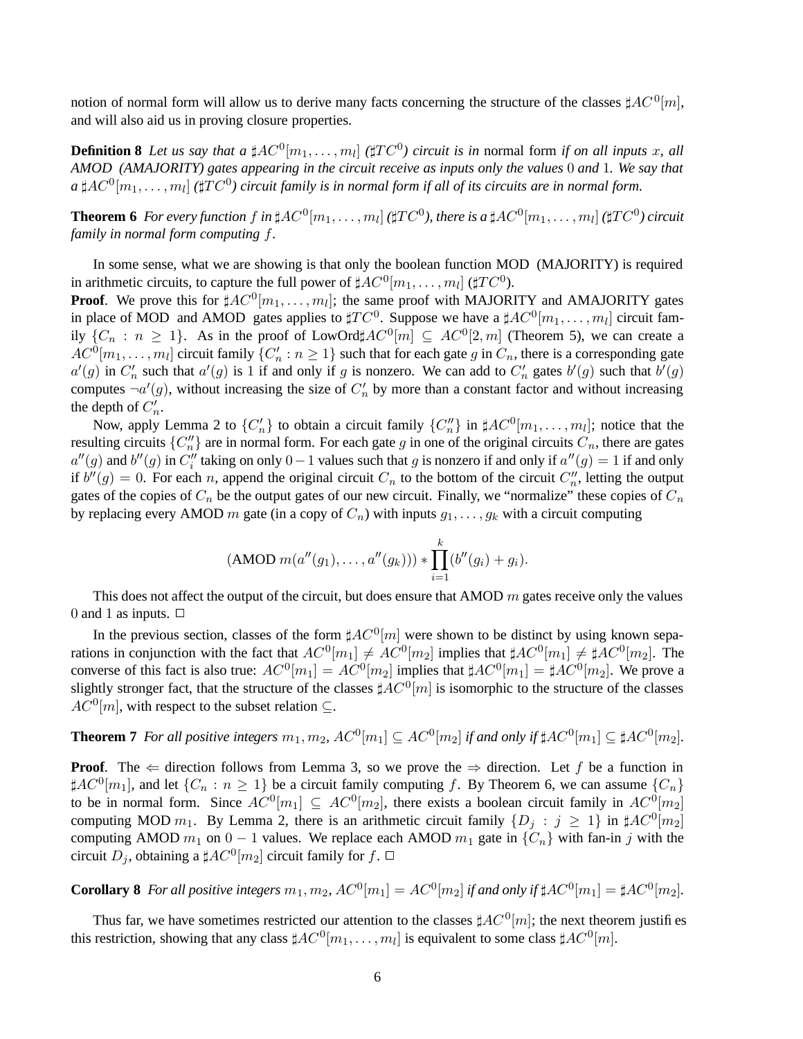notion of normal form will allow us to derive many facts concerning the structure of the classes $\sharp AC^0[m]$, and will also aid us in proving closure properties.

**Definition 8** *Let us say that a $\sharp AC^0[m_1, \ldots, m_l]$ ($\sharp TC^0$) circuit is in* normal form *if on all inputs $x$, all AMOD (AMAJORITY) gates appearing in the circuit receive as inputs only the values 0 and 1. We say that a $\sharp AC^0[m_1, \ldots, m_l]$ ($\sharp TC^0$) circuit family is in normal form if all of its circuits are in normal form.*

**Theorem 6** *For every function $f$ in $\sharp AC^0[m_1, \ldots, m_l]$ ($\sharp TC^0$), there is a $\sharp AC^0[m_1, \ldots, m_l]$ ($\sharp TC^0$) circuit family in normal form computing $f$.*

In some sense, what we are showing is that only the boolean function MOD (MAJORITY) is required in arithmetic circuits, to capture the full power of $\sharp AC^0[m_1, \ldots, m_l]$ ($\sharp TC^0$).

**Proof**. We prove this for $\sharp AC^0[m_1, \ldots, m_l]$; the same proof with MAJORITY and AMAJORITY gates in place of MOD and AMOD gates applies to $\sharp TC^0$. Suppose we have a $\sharp AC^0[m_1, \ldots, m_l]$ circuit family $\{C_n : n \geq 1\}$. As in the proof of LowOrd$\sharp AC^0[m] \subseteq AC^0[2, m]$ (Theorem 5), we can create a $AC^0[m_1, \ldots, m_l]$ circuit family $\{C'_n : n \geq 1\}$ such that for each gate $g$ in $C_n$, there is a corresponding gate $a'(g)$ in $C'_n$ such that $a'(g)$ is 1 if and only if $g$ is nonzero. We can add to $C'_n$ gates $b'(g)$ such that $b'(g)$ computes $\neg a'(g)$, without increasing the size of $C'_n$ by more than a constant factor and without increasing the depth of $C'_n$.

Now, apply Lemma 2 to $\{C'_n\}$ to obtain a circuit family $\{C''_n\}$ in $\sharp AC^0[m_1, \ldots, m_l]$; notice that the resulting circuits $\{C''_n\}$ are in normal form. For each gate $g$ in one of the original circuits $C_n$, there are gates $a''(g)$ and $b''(g)$ in $C''_i$ taking on only $0-1$ values such that $g$ is nonzero if and only if $a''(g) = 1$ if and only if $b''(g) = 0$. For each $n$, append the original circuit $C_n$ to the bottom of the circuit $C''_n$, letting the output gates of the copies of $C_n$ be the output gates of our new circuit. Finally, we "normalize" these copies of $C_n$ by replacing every AMOD $m$ gate (in a copy of $C_n$) with inputs $g_1, \ldots, g_k$ with a circuit computing

$$(\text{AMOD } m(a''(g_1), \ldots, a''(g_k))) * \prod_{i=1}^{k} (b''(g_i) + g_i).$$

This does not affect the output of the circuit, but does ensure that AMOD $m$ gates receive only the values 0 and 1 as inputs. $\Box$

In the previous section, classes of the form $\sharp AC^0[m]$ were shown to be distinct by using known separations in conjunction with the fact that $AC^0[m_1] \neq AC^0[m_2]$ implies that $\sharp AC^0[m_1] \neq \sharp AC^0[m_2]$. The converse of this fact is also true: $AC^0[m_1] = AC^0[m_2]$ implies that $\sharp AC^0[m_1] = \sharp AC^0[m_2]$. We prove a slightly stronger fact, that the structure of the classes $\sharp AC^0[m]$ is isomorphic to the structure of the classes $AC^0[m]$, with respect to the subset relation $\subseteq$.

**Theorem 7** *For all positive integers $m_1, m_2$, $AC^0[m_1] \subseteq AC^0[m_2]$ if and only if $\sharp AC^0[m_1] \subseteq \sharp AC^0[m_2]$.*

**Proof**. The $\Leftarrow$ direction follows from Lemma 3, so we prove the $\Rightarrow$ direction. Let $f$ be a function in $\sharp AC^0[m_1]$, and let $\{C_n : n \geq 1\}$ be a circuit family computing $f$. By Theorem 6, we can assume $\{C_n\}$ to be in normal form. Since $AC^0[m_1] \subseteq AC^0[m_2]$, there exists a boolean circuit family in $AC^0[m_2]$ computing MOD $m_1$. By Lemma 2, there is an arithmetic circuit family $\{D_j : j \geq 1\}$ in $\sharp AC^0[m_2]$ computing AMOD $m_1$ on $0-1$ values. We replace each AMOD $m_1$ gate in $\{C_n\}$ with fan-in $j$ with the circuit $D_j$, obtaining a $\sharp AC^0[m_2]$ circuit family for $f$. $\Box$

**Corollary 8** *For all positive integers $m_1, m_2$, $AC^0[m_1] = AC^0[m_2]$ if and only if $\sharp AC^0[m_1] = \sharp AC^0[m_2]$.*

Thus far, we have sometimes restricted our attention to the classes $\sharp AC^0[m]$; the next theorem justifies this restriction, showing that any class $\sharp AC^0[m_1, \ldots, m_l]$ is equivalent to some class $\sharp AC^0[m]$.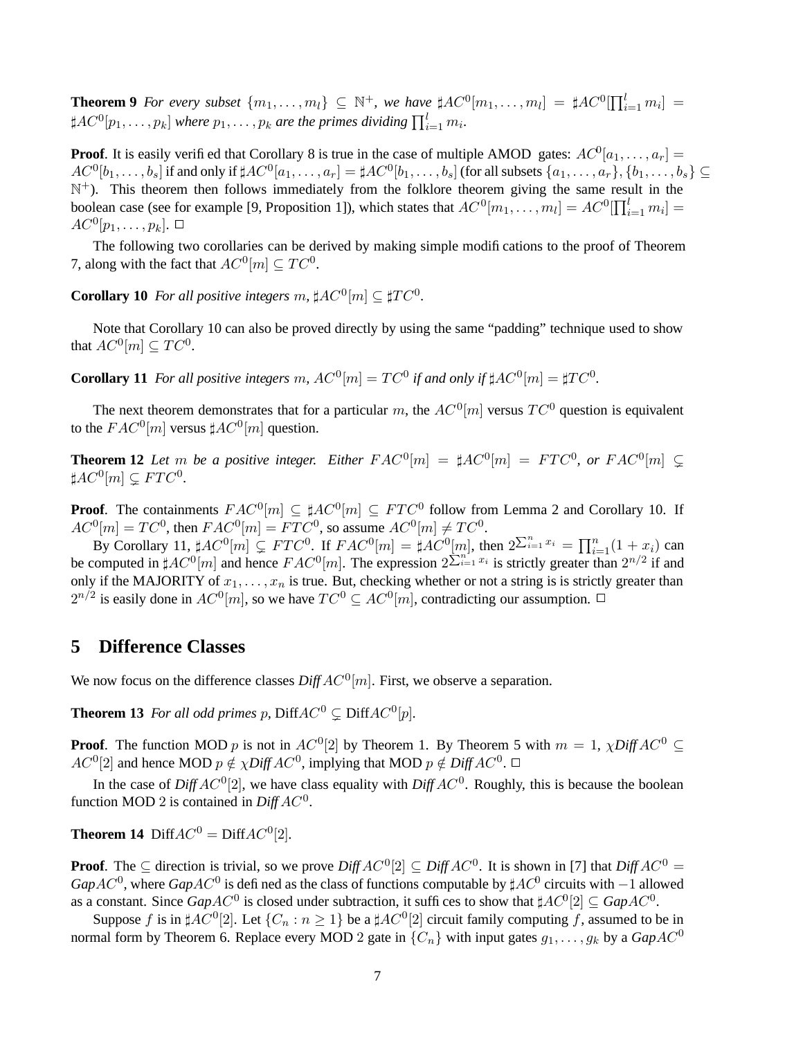**Theorem 9** *For every subset* $\{m_1, \ldots, m_l\} \subseteq \mathbb{N}^+$*, we have* $\sharp AC^0[m_1, \ldots, m_l] = \sharp AC^0[\prod_{i=1}^{l} m_i] = \sharp AC^0[p_1, \ldots, p_k]$ *where* $p_1, \ldots, p_k$ *are the primes dividing* $\prod_{i=1}^{l} m_i$*.*

**Proof**. It is easily verified that Corollary 8 is true in the case of multiple AMOD gates: $AC^0[a_1, \ldots, a_r] = AC^0[b_1, \ldots, b_s]$ if and only if $\sharp AC^0[a_1, \ldots, a_r] = \sharp AC^0[b_1, \ldots, b_s]$ (for all subsets $\{a_1, \ldots, a_r\}, \{b_1, \ldots, b_s\} \subseteq \mathbb{N}^+$). This theorem then follows immediately from the folklore theorem giving the same result in the boolean case (see for example [9, Proposition 1]), which states that $AC^0[m_1, \ldots, m_l] = AC^0[\prod_{i=1}^{l} m_i] = AC^0[p_1, \ldots, p_k]$. $\Box$

The following two corollaries can be derived by making simple modifications to the proof of Theorem 7, along with the fact that $AC^0[m] \subseteq TC^0$.

**Corollary 10** *For all positive integers* $m$*,* $\sharp AC^0[m] \subseteq \sharp TC^0$*.*

Note that Corollary 10 can also be proved directly by using the same "padding" technique used to show that $AC^0[m] \subseteq TC^0$.

**Corollary 11** *For all positive integers* $m$*,* $AC^0[m] = TC^0$ *if and only if* $\sharp AC^0[m] = \sharp TC^0$*.*

The next theorem demonstrates that for a particular $m$, the $AC^0[m]$ versus $TC^0$ question is equivalent to the $FAC^0[m]$ versus $\sharp AC^0[m]$ question.

**Theorem 12** *Let* $m$ *be a positive integer. Either* $FAC^0[m] = \sharp AC^0[m] = FTC^0$*, or* $FAC^0[m] \subsetneq \sharp AC^0[m] \subsetneq FTC^0$*.*

**Proof**. The containments $FAC^0[m] \subseteq \sharp AC^0[m] \subseteq FTC^0$ follow from Lemma 2 and Corollary 10. If $AC^0[m] = TC^0$, then $FAC^0[m] = FTC^0$, so assume $AC^0[m] \neq TC^0$.

By Corollary 11, $\sharp AC^0[m] \subsetneq FTC^0$. If $FAC^0[m] = \sharp AC^0[m]$, then $2^{\sum_{i=1}^{n} x_i} = \prod_{i=1}^{n}(1 + x_i)$ can be computed in $\sharp AC^0[m]$ and hence $FAC^0[m]$. The expression $2^{\sum_{i=1}^{n} x_i}$ is strictly greater than $2^{n/2}$ if and only if the MAJORITY of $x_1, \ldots, x_n$ is true. But, checking whether or not a string is is strictly greater than $2^{n/2}$ is easily done in $AC^0[m]$, so we have $TC^0 \subseteq AC^0[m]$, contradicting our assumption. $\Box$

## 5 Difference Classes

We now focus on the difference classes *Diff*$AC^0[m]$. First, we observe a separation.

**Theorem 13** *For all odd primes* $p$*,* Diff$AC^0 \subsetneq$ Diff$AC^0[p]$*.*

**Proof**. The function MOD $p$ is not in $AC^0[2]$ by Theorem 1. By Theorem 5 with $m = 1$, $\chi$*Diff*$AC^0 \subseteq AC^0[2]$ and hence MOD $p \notin \chi$*Diff*$AC^0$, implying that MOD $p \notin$ *Diff*$AC^0$. $\Box$

In the case of *Diff*$AC^0[2]$, we have class equality with *Diff*$AC^0$. Roughly, this is because the boolean function MOD 2 is contained in *Diff*$AC^0$.

**Theorem 14** Diff$AC^0 =$ Diff$AC^0[2]$.

**Proof**. The $\subseteq$ direction is trivial, so we prove *Diff*$AC^0[2] \subseteq$ *Diff*$AC^0$. It is shown in [7] that *Diff*$AC^0 =$ *Gap*$AC^0$, where *Gap*$AC^0$ is defined as the class of functions computable by $\sharp AC^0$ circuits with $-1$ allowed as a constant. Since *Gap*$AC^0$ is closed under subtraction, it suffices to show that $\sharp AC^0[2] \subseteq$ *Gap*$AC^0$.

Suppose $f$ is in $\sharp AC^0[2]$. Let $\{C_n : n \geq 1\}$ be a $\sharp AC^0[2]$ circuit family computing $f$, assumed to be in normal form by Theorem 6. Replace every MOD 2 gate in $\{C_n\}$ with input gates $g_1, \ldots, g_k$ by a *Gap*$AC^0$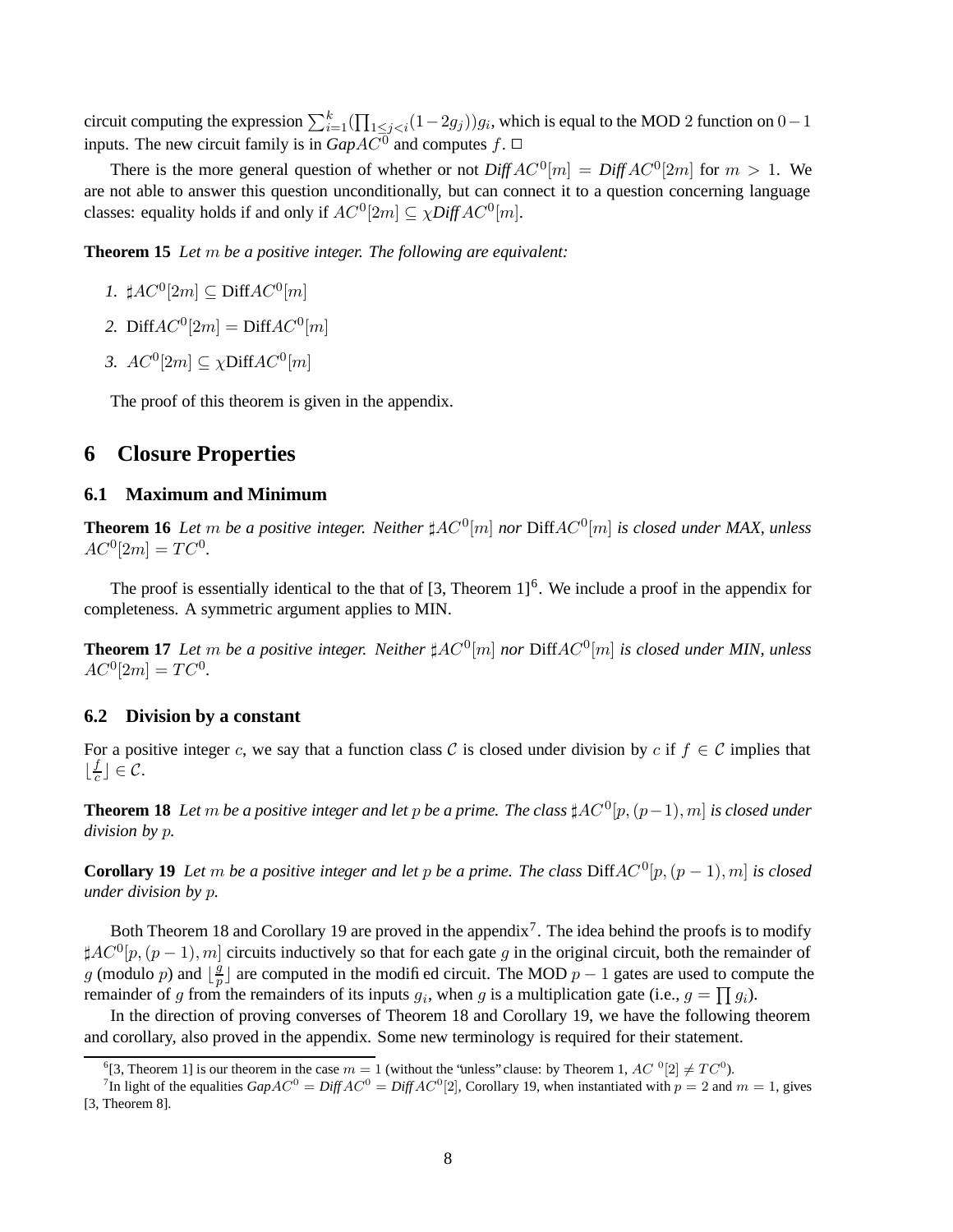circuit computing the expression $\sum_{i=1}^{k}(\prod_{1\leq j<i}(1-2g_j))g_i$, which is equal to the MOD 2 function on $0-1$ inputs. The new circuit family is in *GapAC*$^0$ and computes $f$. $\Box$

There is the more general question of whether or not $\mathit{Diff}AC^0[m] = \mathit{Diff}AC^0[2m]$ for $m > 1$. We are not able to answer this question unconditionally, but can connect it to a question concerning language classes: equality holds if and only if $AC^0[2m] \subseteq \chi\mathit{Diff}AC^0[m]$.

**Theorem 15** *Let $m$ be a positive integer. The following are equivalent:*

1. $\sharp AC^0[2m] \subseteq \mathrm{Diff}AC^0[m]$
2. $\mathrm{Diff}AC^0[2m] = \mathrm{Diff}AC^0[m]$
3. $AC^0[2m] \subseteq \chi\mathrm{Diff}AC^0[m]$

The proof of this theorem is given in the appendix.

## 6 Closure Properties

### 6.1 Maximum and Minimum

**Theorem 16** *Let $m$ be a positive integer. Neither $\sharp AC^0[m]$ nor $\mathrm{Diff}AC^0[m]$ is closed under MAX, unless $AC^0[2m] = TC^0$.*

The proof is essentially identical to the that of [3, Theorem 1][6]. We include a proof in the appendix for completeness. A symmetric argument applies to MIN.

**Theorem 17** *Let $m$ be a positive integer. Neither $\sharp AC^0[m]$ nor $\mathrm{Diff}AC^0[m]$ is closed under MIN, unless $AC^0[2m] = TC^0$.*

### 6.2 Division by a constant

For a positive integer $c$, we say that a function class $\mathcal{C}$ is closed under division by $c$ if $f \in \mathcal{C}$ implies that $\lfloor \frac{f}{c} \rfloor \in \mathcal{C}$.

**Theorem 18** *Let $m$ be a positive integer and let $p$ be a prime. The class $\sharp AC^0[p,(p-1),m]$ is closed under division by $p$.*

**Corollary 19** *Let $m$ be a positive integer and let $p$ be a prime. The class $\mathrm{Diff}AC^0[p,(p-1),m]$ is closed under division by $p$.*

Both Theorem 18 and Corollary 19 are proved in the appendix[7]. The idea behind the proofs is to modify $\sharp AC^0[p,(p-1),m]$ circuits inductively so that for each gate $g$ in the original circuit, both the remainder of $g$ (modulo $p$) and $\lfloor \frac{g}{p} \rfloor$ are computed in the modified circuit. The MOD $p-1$ gates are used to compute the remainder of $g$ from the remainders of its inputs $g_i$, when $g$ is a multiplication gate (i.e., $g = \prod g_i$).

In the direction of proving converses of Theorem 18 and Corollary 19, we have the following theorem and corollary, also proved in the appendix. Some new terminology is required for their statement.

[6] [3, Theorem 1] is our theorem in the case $m = 1$ (without the "unless" clause: by Theorem 1, $AC^0[2] \neq TC^0$).

[7] In light of the equalities $\mathit{Gap}AC^0 = \mathit{Diff}AC^0 = \mathit{Diff}AC^0[2]$, Corollary 19, when instantiated with $p = 2$ and $m = 1$, gives [3, Theorem 8].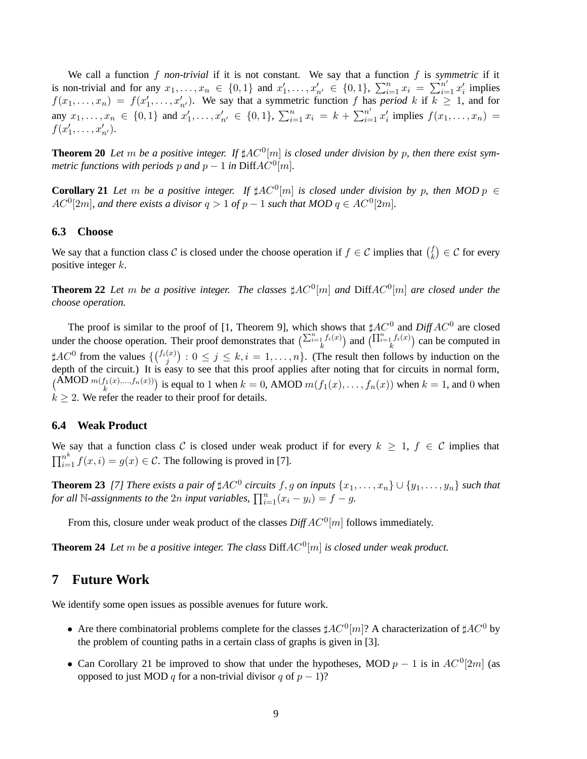We call a function $f$ *non-trivial* if it is not constant. We say that a function $f$ is *symmetric* if it is non-trivial and for any $x_1, \ldots, x_n \in \{0,1\}$ and $x'_1, \ldots, x'_{n'} \in \{0,1\}$, $\sum_{i=1}^{n} x_i = \sum_{i=1}^{n'} x'_i$ implies $f(x_1, \ldots, x_n) = f(x'_1, \ldots, x'_{n'})$. We say that a symmetric function $f$ has *period* $k$ if $k \geq 1$, and for any $x_1, \ldots, x_n \in \{0,1\}$ and $x'_1, \ldots, x'_{n'} \in \{0,1\}$, $\sum_{i=1}^{n} x_i = k + \sum_{i=1}^{n'} x'_i$ implies $f(x_1, \ldots, x_n) = f(x'_1, \ldots, x'_{n'})$.

**Theorem 20** *Let $m$ be a positive integer. If $\sharp AC^0[m]$ is closed under division by $p$, then there exist symmetric functions with periods $p$ and $p-1$ in $\text{Diff}AC^0[m]$.*

**Corollary 21** *Let $m$ be a positive integer. If $\sharp AC^0[m]$ is closed under division by $p$, then MOD $p \in AC^0[2m]$, and there exists a divisor $q > 1$ of $p-1$ such that MOD $q \in AC^0[2m]$.*

### 6.3 Choose

We say that a function class $\mathcal{C}$ is closed under the choose operation if $f \in \mathcal{C}$ implies that $\binom{f}{k} \in \mathcal{C}$ for every positive integer $k$.

**Theorem 22** *Let $m$ be a positive integer. The classes $\sharp AC^0[m]$ and $\text{Diff}AC^0[m]$ are closed under the choose operation.*

The proof is similar to the proof of [1, Theorem 9], which shows that $\sharp AC^0$ and *Diff* $AC^0$ are closed under the choose operation. Their proof demonstrates that $\binom{\sum_{i=1}^{n} f_i(x)}{k}$ and $\binom{\prod_{i=1}^{n} f_i(x)}{k}$ can be computed in $\sharp AC^0$ from the values $\{\binom{f_i(x)}{j} : 0 \leq j \leq k, i = 1, \ldots, n\}$. (The result then follows by induction on the depth of the circuit.) It is easy to see that this proof applies after noting that for circuits in normal form, $\binom{\text{AMOD } m(f_1(x), \ldots, f_n(x))}{k}$ is equal to 1 when $k = 0$, AMOD $m(f_1(x), \ldots, f_n(x))$ when $k = 1$, and 0 when $k \geq 2$. We refer the reader to their proof for details.

### 6.4 Weak Product

We say that a function class $\mathcal{C}$ is closed under weak product if for every $k \geq 1$, $f \in \mathcal{C}$ implies that $\prod_{i=1}^{n^k} f(x,i) = g(x) \in \mathcal{C}$. The following is proved in [7].

**Theorem 23** *[7] There exists a pair of $\sharp AC^0$ circuits $f, g$ on inputs $\{x_1, \ldots, x_n\} \cup \{y_1, \ldots, y_n\}$ such that for all $\mathbb{N}$-assignments to the $2n$ input variables, $\prod_{i=1}^{n}(x_i - y_i) = f - g$.*

From this, closure under weak product of the classes *Diff* $AC^0[m]$ follows immediately.

**Theorem 24** *Let $m$ be a positive integer. The class $\text{Diff}AC^0[m]$ is closed under weak product.*

## 7 Future Work

We identify some open issues as possible avenues for future work.

- Are there combinatorial problems complete for the classes $\sharp AC^0[m]$? A characterization of $\sharp AC^0$ by the problem of counting paths in a certain class of graphs is given in [3].
- Can Corollary 21 be improved to show that under the hypotheses, MOD $p-1$ is in $AC^0[2m]$ (as opposed to just MOD $q$ for a non-trivial divisor $q$ of $p-1$)?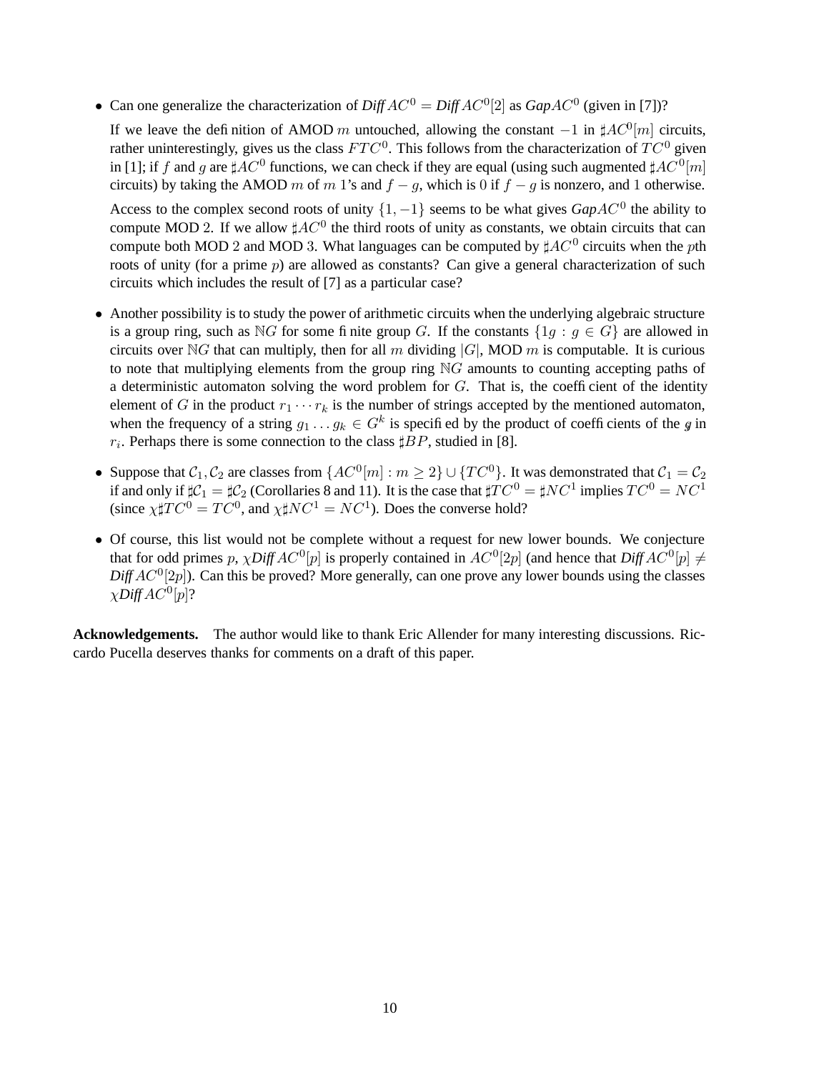- Can one generalize the characterization of $\mathit{Diff}AC^0 = \mathit{Diff}AC^0[2]$ as $\mathit{Gap}AC^0$ (given in [7])?

  If we leave the definition of AMOD $m$ untouched, allowing the constant $-1$ in $\sharp AC^0[m]$ circuits, rather uninterestingly, gives us the class $FTC^0$. This follows from the characterization of $TC^0$ given in [1]; if $f$ and $g$ are $\sharp AC^0$ functions, we can check if they are equal (using such augmented $\sharp AC^0[m]$ circuits) by taking the AMOD $m$ of $m$ 1's and $f - g$, which is 0 if $f - g$ is nonzero, and 1 otherwise.

  Access to the complex second roots of unity $\{1, -1\}$ seems to be what gives $\mathit{Gap}AC^0$ the ability to compute MOD 2. If we allow $\sharp AC^0$ the third roots of unity as constants, we obtain circuits that can compute both MOD 2 and MOD 3. What languages can be computed by $\sharp AC^0$ circuits when the $p$th roots of unity (for a prime $p$) are allowed as constants? Can give a general characterization of such circuits which includes the result of [7] as a particular case?

- Another possibility is to study the power of arithmetic circuits when the underlying algebraic structure is a group ring, such as $\mathbb{N}G$ for some finite group $G$. If the constants $\{1g : g \in G\}$ are allowed in circuits over $\mathbb{N}G$ that can multiply, then for all $m$ dividing $|G|$, MOD $m$ is computable. It is curious to note that multiplying elements from the group ring $\mathbb{N}G$ amounts to counting accepting paths of a deterministic automaton solving the word problem for $G$. That is, the coefficient of the identity element of $G$ in the product $r_1 \cdots r_k$ is the number of strings accepted by the mentioned automaton, when the frequency of a string $g_1 \ldots g_k \in G^k$ is specified by the product of coefficients of the $g_i$ in $r_i$. Perhaps there is some connection to the class $\sharp BP$, studied in [8].

- Suppose that $\mathcal{C}_1, \mathcal{C}_2$ are classes from $\{AC^0[m] : m \geq 2\} \cup \{TC^0\}$. It was demonstrated that $\mathcal{C}_1 = \mathcal{C}_2$ if and only if $\sharp\mathcal{C}_1 = \sharp\mathcal{C}_2$ (Corollaries 8 and 11). It is the case that $\sharp TC^0 = \sharp NC^1$ implies $TC^0 = NC^1$ (since $\chi\sharp TC^0 = TC^0$, and $\chi\sharp NC^1 = NC^1$). Does the converse hold?

- Of course, this list would not be complete without a request for new lower bounds. We conjecture that for odd primes $p$, $\chi\mathit{Diff}AC^0[p]$ is properly contained in $AC^0[2p]$ (and hence that $\mathit{Diff}AC^0[p] \neq \mathit{Diff}AC^0[2p]$). Can this be proved? More generally, can one prove any lower bounds using the classes $\chi\mathit{Diff}AC^0[p]$?

**Acknowledgements.** The author would like to thank Eric Allender for many interesting discussions. Riccardo Pucella deserves thanks for comments on a draft of this paper.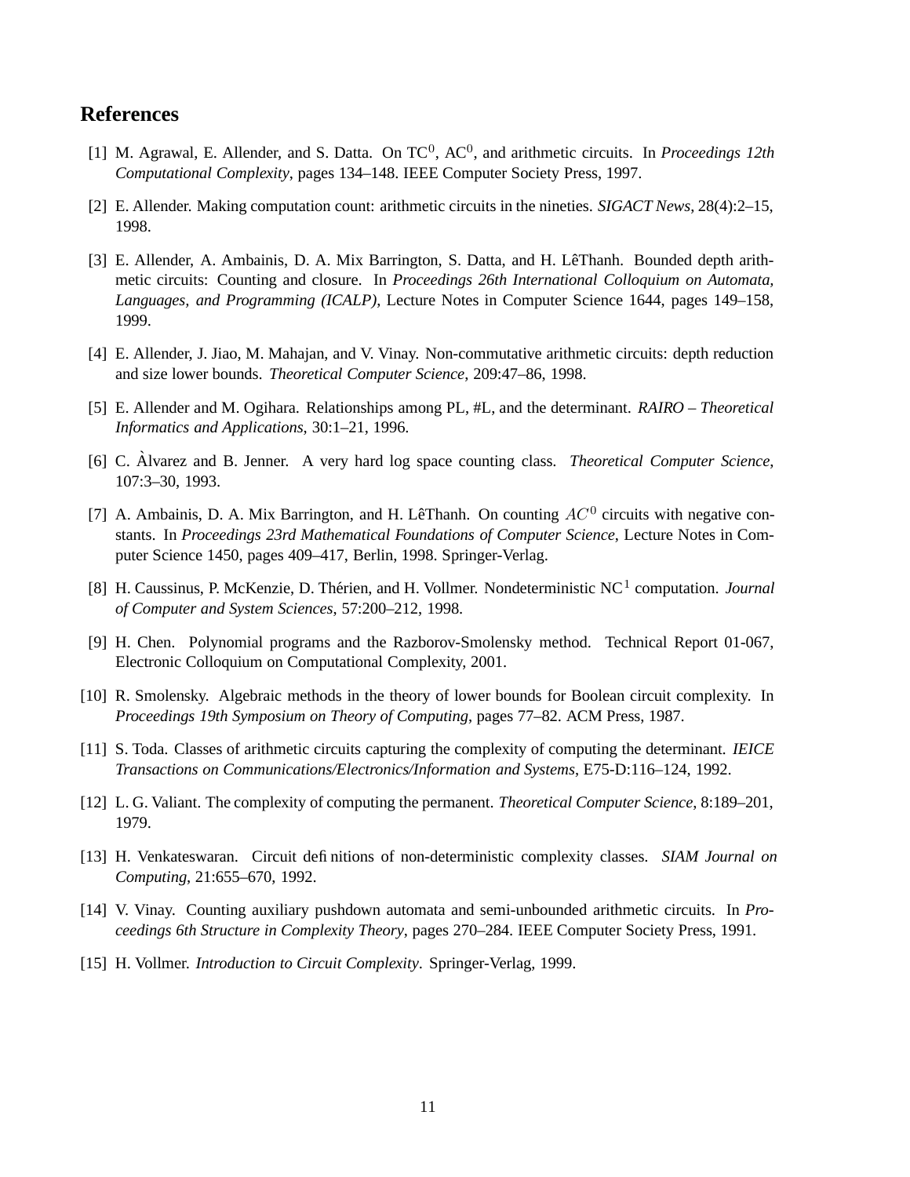## References

[1] M. Agrawal, E. Allender, and S. Datta. On $TC^0$, $AC^0$, and arithmetic circuits. In *Proceedings 12th Computational Complexity*, pages 134–148. IEEE Computer Society Press, 1997.

[2] E. Allender. Making computation count: arithmetic circuits in the nineties. *SIGACT News*, 28(4):2–15, 1998.

[3] E. Allender, A. Ambainis, D. A. Mix Barrington, S. Datta, and H. LêThanh. Bounded depth arithmetic circuits: Counting and closure. In *Proceedings 26th International Colloquium on Automata, Languages, and Programming (ICALP)*, Lecture Notes in Computer Science 1644, pages 149–158, 1999.

[4] E. Allender, J. Jiao, M. Mahajan, and V. Vinay. Non-commutative arithmetic circuits: depth reduction and size lower bounds. *Theoretical Computer Science*, 209:47–86, 1998.

[5] E. Allender and M. Ogihara. Relationships among PL, #L, and the determinant. *RAIRO – Theoretical Informatics and Applications*, 30:1–21, 1996.

[6] C. Àlvarez and B. Jenner. A very hard log space counting class. *Theoretical Computer Science*, 107:3–30, 1993.

[7] A. Ambainis, D. A. Mix Barrington, and H. LêThanh. On counting $AC^0$ circuits with negative constants. In *Proceedings 23rd Mathematical Foundations of Computer Science*, Lecture Notes in Computer Science 1450, pages 409–417, Berlin, 1998. Springer-Verlag.

[8] H. Caussinus, P. McKenzie, D. Thérien, and H. Vollmer. Nondeterministic $NC^1$ computation. *Journal of Computer and System Sciences*, 57:200–212, 1998.

[9] H. Chen. Polynomial programs and the Razborov-Smolensky method. Technical Report 01-067, Electronic Colloquium on Computational Complexity, 2001.

[10] R. Smolensky. Algebraic methods in the theory of lower bounds for Boolean circuit complexity. In *Proceedings 19th Symposium on Theory of Computing*, pages 77–82. ACM Press, 1987.

[11] S. Toda. Classes of arithmetic circuits capturing the complexity of computing the determinant. *IEICE Transactions on Communications/Electronics/Information and Systems*, E75-D:116–124, 1992.

[12] L. G. Valiant. The complexity of computing the permanent. *Theoretical Computer Science*, 8:189–201, 1979.

[13] H. Venkateswaran. Circuit definitions of non-deterministic complexity classes. *SIAM Journal on Computing*, 21:655–670, 1992.

[14] V. Vinay. Counting auxiliary pushdown automata and semi-unbounded arithmetic circuits. In *Proceedings 6th Structure in Complexity Theory*, pages 270–284. IEEE Computer Society Press, 1991.

[15] H. Vollmer. *Introduction to Circuit Complexity*. Springer-Verlag, 1999.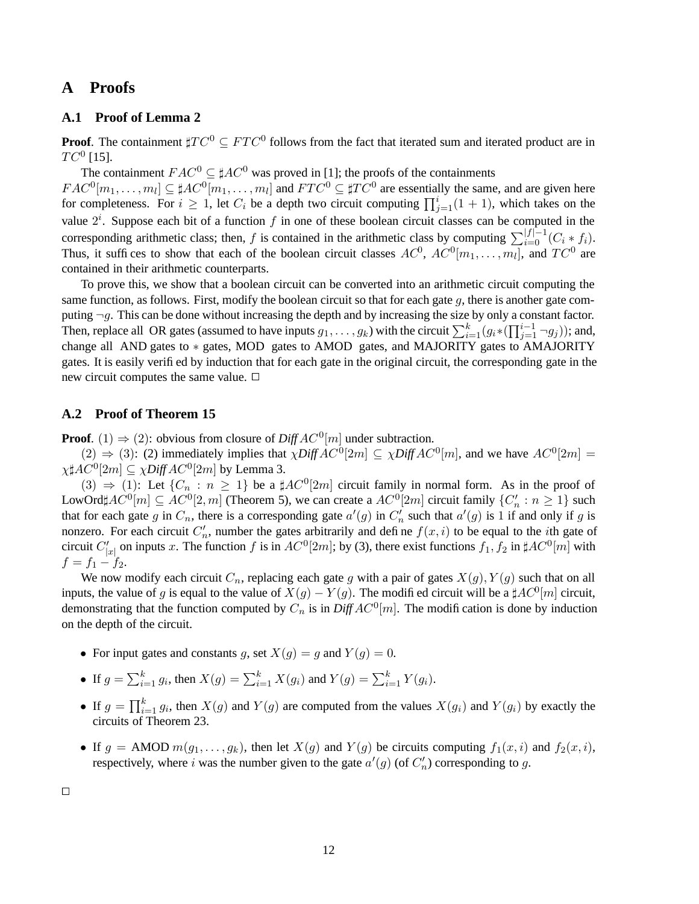# A Proofs

## A.1 Proof of Lemma 2

**Proof**. The containment $\sharp TC^0 \subseteq FTC^0$ follows from the fact that iterated sum and iterated product are in $TC^0$ [15].

The containment $FAC^0 \subseteq \sharp AC^0$ was proved in [1]; the proofs of the containments $FAC^0[m_1, \ldots, m_l] \subseteq \sharp AC^0[m_1, \ldots, m_l]$ and $FTC^0 \subseteq \sharp TC^0$ are essentially the same, and are given here for completeness. For $i \geq 1$, let $C_i$ be a depth two circuit computing $\prod_{j=1}^{i}(1+1)$, which takes on the value $2^i$. Suppose each bit of a function $f$ in one of these boolean circuit classes can be computed in the corresponding arithmetic class; then, $f$ is contained in the arithmetic class by computing $\sum_{i=0}^{|f|-1}(C_i * f_i)$. Thus, it suffices to show that each of the boolean circuit classes $AC^0$, $AC^0[m_1, \ldots, m_l]$, and $TC^0$ are contained in their arithmetic counterparts.

To prove this, we show that a boolean circuit can be converted into an arithmetic circuit computing the same function, as follows. First, modify the boolean circuit so that for each gate $g$, there is another gate computing $\neg g$. This can be done without increasing the depth and by increasing the size by only a constant factor. Then, replace all OR gates (assumed to have inputs $g_1, \ldots, g_k$) with the circuit $\sum_{i=1}^{k}(g_i * (\prod_{j=1}^{i-1} \neg g_j))$; and, change all AND gates to $*$ gates, MOD gates to AMOD gates, and MAJORITY gates to AMAJORITY gates. It is easily verified by induction that for each gate in the original circuit, the corresponding gate in the new circuit computes the same value. □

## A.2 Proof of Theorem 15

**Proof**. $(1) \Rightarrow (2)$: obvious from closure of *Diff*$AC^0[m]$ under subtraction.

$(2) \Rightarrow (3)$: (2) immediately implies that $\chi$*Diff*$AC^0[2m] \subseteq \chi$*Diff*$AC^0[m]$, and we have $AC^0[2m] = \chi\sharp AC^0[2m] \subseteq \chi$*Diff*$AC^0[2m]$ by Lemma 3.

$(3) \Rightarrow (1)$: Let $\{C_n : n \geq 1\}$ be a $\sharp AC^0[2m]$ circuit family in normal form. As in the proof of LowOrd$\sharp AC^0[m] \subseteq AC^0[2, m]$ (Theorem 5), we can create a $AC^0[2m]$ circuit family $\{C'_n : n \geq 1\}$ such that for each gate $g$ in $C_n$, there is a corresponding gate $a'(g)$ in $C'_n$ such that $a'(g)$ is 1 if and only if $g$ is nonzero. For each circuit $C'_n$, number the gates arbitrarily and define $f(x, i)$ to be equal to the $i$th gate of circuit $C'_{|x|}$ on inputs $x$. The function $f$ is in $AC^0[2m]$; by (3), there exist functions $f_1, f_2$ in $\sharp AC^0[m]$ with $f = f_1 - f_2$.

We now modify each circuit $C_n$, replacing each gate $g$ with a pair of gates $X(g), Y(g)$ such that on all inputs, the value of $g$ is equal to the value of $X(g) - Y(g)$. The modified circuit will be a $\sharp AC^0[m]$ circuit, demonstrating that the function computed by $C_n$ is in *Diff*$AC^0[m]$. The modification is done by induction on the depth of the circuit.

- For input gates and constants $g$, set $X(g) = g$ and $Y(g) = 0$.
- If $g = \sum_{i=1}^{k} g_i$, then $X(g) = \sum_{i=1}^{k} X(g_i)$ and $Y(g) = \sum_{i=1}^{k} Y(g_i)$.
- If $g = \prod_{i=1}^{k} g_i$, then $X(g)$ and $Y(g)$ are computed from the values $X(g_i)$ and $Y(g_i)$ by exactly the circuits of Theorem 23.
- If $g = \text{AMOD}\, m(g_1, \ldots, g_k)$, then let $X(g)$ and $Y(g)$ be circuits computing $f_1(x, i)$ and $f_2(x, i)$, respectively, where $i$ was the number given to the gate $a'(g)$ (of $C'_n$) corresponding to $g$.

□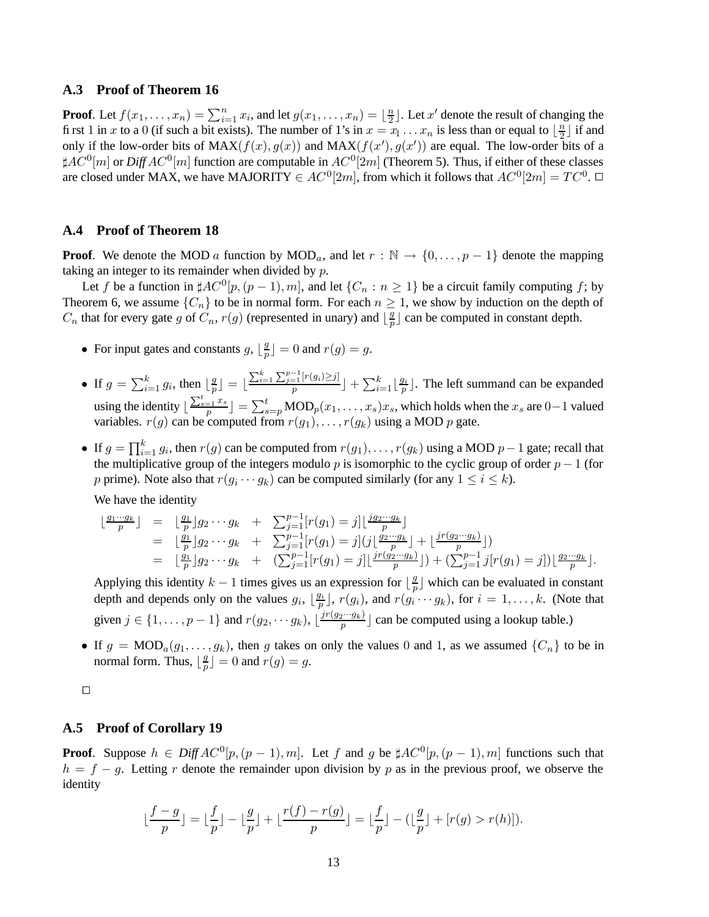### A.3 Proof of Theorem 16

**Proof**. Let $f(x_1, \ldots, x_n) = \sum_{i=1}^{n} x_i$, and let $g(x_1, \ldots, x_n) = \lfloor \frac{n}{2} \rfloor$. Let $x'$ denote the result of changing the first 1 in $x$ to a 0 (if such a bit exists). The number of 1's in $x = x_1 \ldots x_n$ is less than or equal to $\lfloor \frac{n}{2} \rfloor$ if and only if the low-order bits of $\text{MAX}(f(x), g(x))$ and $\text{MAX}(f(x'), g(x'))$ are equal. The low-order bits of a $\sharp AC^0[m]$ or *Diff* $AC^0[m]$ function are computable in $AC^0[2m]$ (Theorem 5). Thus, if either of these classes are closed under MAX, we have MAJORITY $\in AC^0[2m]$, from which it follows that $AC^0[2m] = TC^0$. □

### A.4 Proof of Theorem 18

**Proof**. We denote the MOD $a$ function by $\text{MOD}_a$, and let $r : \mathbb{N} \to \{0, \ldots, p-1\}$ denote the mapping taking an integer to its remainder when divided by $p$.

Let $f$ be a function in $\sharp AC^0[p, (p-1), m]$, and let $\{C_n : n \geq 1\}$ be a circuit family computing $f$; by Theorem 6, we assume $\{C_n\}$ to be in normal form. For each $n \geq 1$, we show by induction on the depth of $C_n$ that for every gate $g$ of $C_n$, $r(g)$ (represented in unary) and $\lfloor \frac{g}{p} \rfloor$ can be computed in constant depth.

- For input gates and constants $g$, $\lfloor \frac{g}{p} \rfloor = 0$ and $r(g) = g$.
- If $g = \sum_{i=1}^{k} g_i$, then $\lfloor \frac{g}{p} \rfloor = \lfloor \frac{\sum_{i=1}^{k} \sum_{j=1}^{p-1} [r(g_i) \geq j]}{p} \rfloor + \sum_{i=1}^{k} \lfloor \frac{g_i}{p} \rfloor$. The left summand can be expanded using the identity $\lfloor \frac{\sum_{s=1}^{t} x_s}{p} \rfloor = \sum_{s=p}^{t} \text{MOD}_p(x_1, \ldots, x_s) x_s$, which holds when the $x_s$ are $0-1$ valued variables. $r(g)$ can be computed from $r(g_1), \ldots, r(g_k)$ using a MOD $p$ gate.
- If $g = \prod_{i=1}^{k} g_i$, then $r(g)$ can be computed from $r(g_1), \ldots, r(g_k)$ using a MOD $p-1$ gate; recall that the multiplicative group of the integers modulo $p$ is isomorphic to the cyclic group of order $p-1$ (for $p$ prime). Note also that $r(g_i \cdots g_k)$ can be computed similarly (for any $1 \leq i \leq k$).

  We have the identity

$$
\begin{aligned}
\lfloor \tfrac{g_1 \cdots g_k}{p} \rfloor &= \lfloor \tfrac{g_1}{p} \rfloor g_2 \cdots g_k \;+\; \textstyle\sum_{j=1}^{p-1} [r(g_1) = j] \lfloor \tfrac{j g_2 \cdots g_k}{p} \rfloor \\
&= \lfloor \tfrac{g_1}{p} \rfloor g_2 \cdots g_k \;+\; \textstyle\sum_{j=1}^{p-1} [r(g_1) = j] (j \lfloor \tfrac{g_2 \cdots g_k}{p} \rfloor + \lfloor \tfrac{j r(g_2 \cdots g_k)}{p} \rfloor) \\
&= \lfloor \tfrac{g_1}{p} \rfloor g_2 \cdots g_k \;+\; (\textstyle\sum_{j=1}^{p-1} [r(g_1) = j] \lfloor \tfrac{j r(g_2 \cdots g_k)}{p} \rfloor) + (\textstyle\sum_{j=1}^{p-1} j [r(g_1) = j]) \lfloor \tfrac{g_2 \cdots g_k}{p} \rfloor.
\end{aligned}
$$

  Applying this identity $k-1$ times gives us an expression for $\lfloor \frac{g}{p} \rfloor$ which can be evaluated in constant depth and depends only on the values $g_i$, $\lfloor \frac{g_i}{p} \rfloor$, $r(g_i)$, and $r(g_i \cdots g_k)$, for $i = 1, \ldots, k$. (Note that given $j \in \{1, \ldots, p-1\}$ and $r(g_2, \cdots g_k)$, $\lfloor \frac{j r(g_2 \cdots g_k)}{p} \rfloor$ can be computed using a lookup table.)
- If $g = \text{MOD}_a(g_1, \ldots, g_k)$, then $g$ takes on only the values 0 and 1, as we assumed $\{C_n\}$ to be in normal form. Thus, $\lfloor \frac{g}{p} \rfloor = 0$ and $r(g) = g$.

□

### A.5 Proof of Corollary 19

**Proof**. Suppose $h \in$ *Diff* $AC^0[p, (p-1), m]$. Let $f$ and $g$ be $\sharp AC^0[p, (p-1), m]$ functions such that $h = f - g$. Letting $r$ denote the remainder upon division by $p$ as in the previous proof, we observe the identity

$$
\lfloor \frac{f-g}{p} \rfloor = \lfloor \frac{f}{p} \rfloor - \lfloor \frac{g}{p} \rfloor + \lfloor \frac{r(f) - r(g)}{p} \rfloor = \lfloor \frac{f}{p} \rfloor - (\lfloor \frac{g}{p} \rfloor + [r(g) > r(h)]).
$$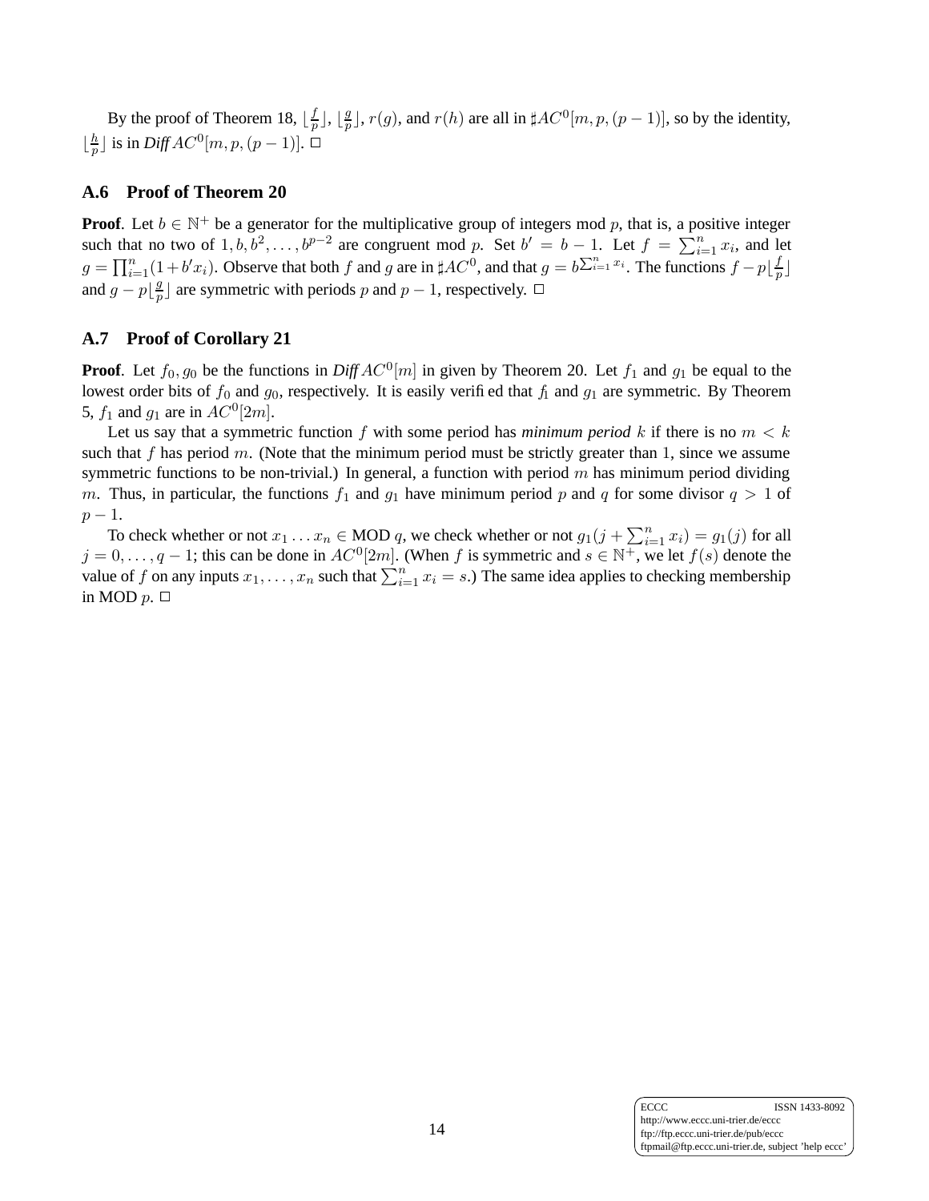By the proof of Theorem 18, $\lfloor \frac{f}{p} \rfloor$, $\lfloor \frac{g}{p} \rfloor$, $r(g)$, and $r(h)$ are all in $\sharp AC^0[m, p, (p-1)]$, so by the identity, $\lfloor \frac{h}{p} \rfloor$ is in *Diff* $AC^0[m, p, (p-1)]$. □

### A.6 Proof of Theorem 20

**Proof**. Let $b \in \mathbb{N}^+$ be a generator for the multiplicative group of integers mod $p$, that is, a positive integer such that no two of $1, b, b^2, \ldots, b^{p-2}$ are congruent mod $p$. Set $b' = b - 1$. Let $f = \sum_{i=1}^n x_i$, and let $g = \prod_{i=1}^n (1 + b'x_i)$. Observe that both $f$ and $g$ are in $\sharp AC^0$, and that $g = b^{\sum_{i=1}^n x_i}$. The functions $f - p\lfloor \frac{f}{p} \rfloor$ and $g - p\lfloor \frac{g}{p} \rfloor$ are symmetric with periods $p$ and $p-1$, respectively. □

### A.7 Proof of Corollary 21

**Proof**. Let $f_0, g_0$ be the functions in *Diff* $AC^0[m]$ in given by Theorem 20. Let $f_1$ and $g_1$ be equal to the lowest order bits of $f_0$ and $g_0$, respectively. It is easily verified that $f_1$ and $g_1$ are symmetric. By Theorem 5, $f_1$ and $g_1$ are in $AC^0[2m]$.

Let us say that a symmetric function $f$ with some period has ***minimum period*** $k$ if there is no $m < k$ such that $f$ has period $m$. (Note that the minimum period must be strictly greater than 1, since we assume symmetric functions to be non-trivial.) In general, a function with period $m$ has minimum period dividing $m$. Thus, in particular, the functions $f_1$ and $g_1$ have minimum period $p$ and $q$ for some divisor $q > 1$ of $p-1$.

To check whether or not $x_1 \ldots x_n \in$ MOD $q$, we check whether or not $g_1(j + \sum_{i=1}^n x_i) = g_1(j)$ for all $j = 0, \ldots, q-1$; this can be done in $AC^0[2m]$. (When $f$ is symmetric and $s \in \mathbb{N}^+$, we let $f(s)$ denote the value of $f$ on any inputs $x_1, \ldots, x_n$ such that $\sum_{i=1}^n x_i = s$.) The same idea applies to checking membership in MOD $p$. □

ECCC ISSN 1433-8092
http://www.eccc.uni-trier.de/eccc
ftp://ftp.eccc.uni-trier.de/pub/eccc
ftpmail@ftp.eccc.uni-trier.de, subject 'help eccc'